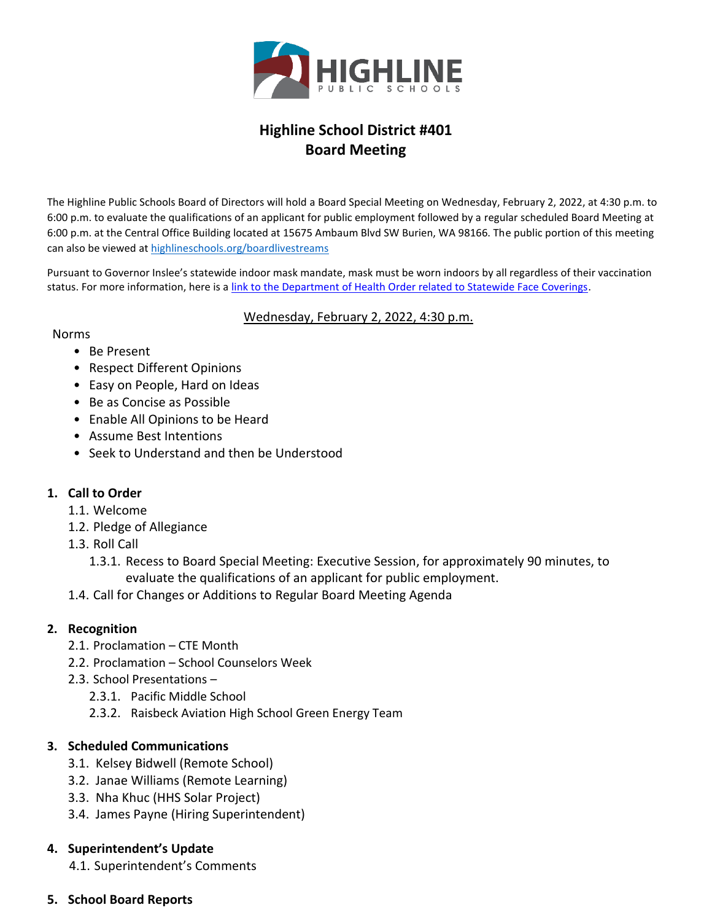# Highline School District #401
## Board Meeting

The Highline Public Schools Board of Directors will hold a Board Special Meeting on Wednesday, February 2, 2022, at 4:30 p.m. to 6:00 p.m. to evaluate the qualifications of an applicant for public employment followed by a regular scheduled Board Meeting at 6:00 p.m. at the Central Office Building located at 15675 Ambaum Blvd SW Burien, WA 98166. The public portion of this meeting can also be viewed at [highlineschools.org/boardlivestreams](highlineschools.org/boardlivestreams)

Pursuant to Governor Inslee's statewide indoor mask mandate, mask must be worn indoors by all regardless of their vaccination status. For more information, here is a link to the Department of Health Order related to Statewide Face Coverings.

Wednesday, February 2, 2022, 4:30 p.m.

Norms

- Be Present
- Respect Different Opinions
- Easy on People, Hard on Ideas
- Be as Concise as Possible
- Enable All Opinions to be Heard
- Assume Best Intentions
- Seek to Understand and then be Understood

**1. Call to Order**

- 1.1. Welcome
- 1.2. Pledge of Allegiance
- 1.3. Roll Call
  - 1.3.1. Recess to Board Special Meeting: Executive Session, for approximately 90 minutes, to evaluate the qualifications of an applicant for public employment.
- 1.4. Call for Changes or Additions to Regular Board Meeting Agenda

**2. Recognition**

- 2.1. Proclamation – CTE Month
- 2.2. Proclamation – School Counselors Week
- 2.3. School Presentations –
  - 2.3.1. Pacific Middle School
  - 2.3.2. Raisbeck Aviation High School Green Energy Team

**3. Scheduled Communications**

- 3.1. Kelsey Bidwell (Remote School)
- 3.2. Janae Williams (Remote Learning)
- 3.3. Nha Khuc (HHS Solar Project)
- 3.4. James Payne (Hiring Superintendent)

**4. Superintendent's Update**

- 4.1. Superintendent's Comments

**5. School Board Reports**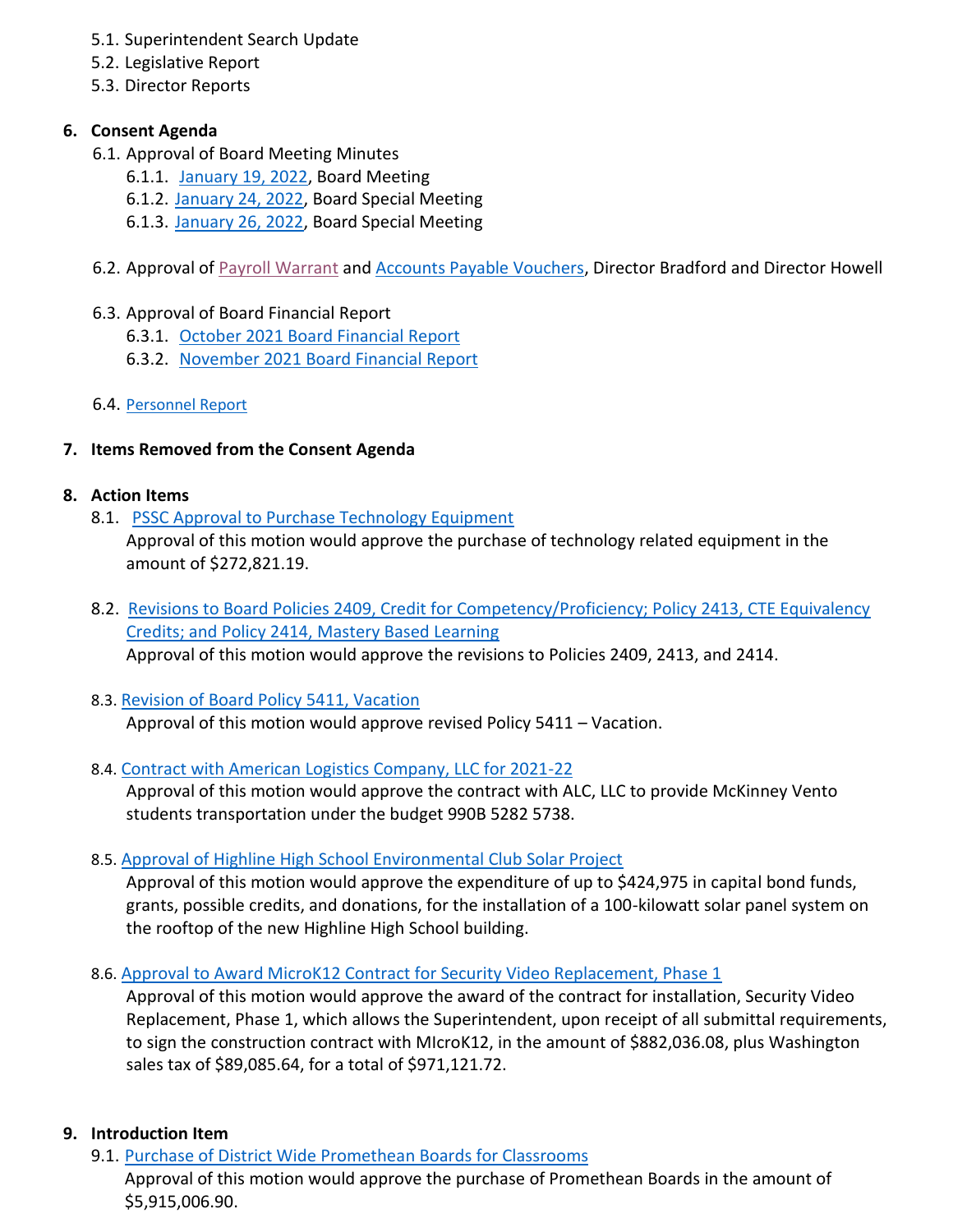5.1. Superintendent Search Update
5.2. Legislative Report
5.3. Director Reports

6. **Consent Agenda**
   6.1. Approval of Board Meeting Minutes
      6.1.1. January 19, 2022, Board Meeting
      6.1.2. January 24, 2022, Board Special Meeting
      6.1.3. January 26, 2022, Board Special Meeting

   6.2. Approval of Payroll Warrant and Accounts Payable Vouchers, Director Bradford and Director Howell

   6.3. Approval of Board Financial Report
      6.3.1. October 2021 Board Financial Report
      6.3.2. November 2021 Board Financial Report

   6.4. Personnel Report

7. **Items Removed from the Consent Agenda**

8. **Action Items**
   8.1. PSSC Approval to Purchase Technology Equipment
   Approval of this motion would approve the purchase of technology related equipment in the amount of $272,821.19.

   8.2. Revisions to Board Policies 2409, Credit for Competency/Proficiency; Policy 2413, CTE Equivalency Credits; and Policy 2414, Mastery Based Learning
   Approval of this motion would approve the revisions to Policies 2409, 2413, and 2414.

   8.3. Revision of Board Policy 5411, Vacation
   Approval of this motion would approve revised Policy 5411 – Vacation.

   8.4. Contract with American Logistics Company, LLC for 2021-22
   Approval of this motion would approve the contract with ALC, LLC to provide McKinney Vento students transportation under the budget 990B 5282 5738.

   8.5. Approval of Highline High School Environmental Club Solar Project
   Approval of this motion would approve the expenditure of up to $424,975 in capital bond funds, grants, possible credits, and donations, for the installation of a 100-kilowatt solar panel system on the rooftop of the new Highline High School building.

   8.6. Approval to Award MicroK12 Contract for Security Video Replacement, Phase 1
   Approval of this motion would approve the award of the contract for installation, Security Video Replacement, Phase 1, which allows the Superintendent, upon receipt of all submittal requirements, to sign the construction contract with MIcroK12, in the amount of $882,036.08, plus Washington sales tax of $89,085.64, for a total of $971,121.72.

9. **Introduction Item**
   9.1. Purchase of District Wide Promethean Boards for Classrooms
   Approval of this motion would approve the purchase of Promethean Boards in the amount of $5,915,006.90.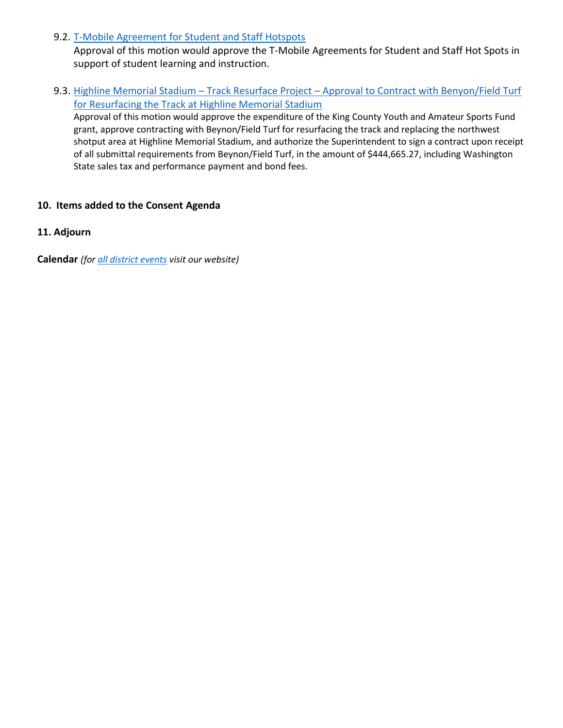9.2. [T-Mobile Agreement for Student and Staff Hotspots]
Approval of this motion would approve the T-Mobile Agreements for Student and Staff Hot Spots in support of student learning and instruction.

9.3. [Highline Memorial Stadium – Track Resurface Project – Approval to Contract with Benyon/Field Turf for Resurfacing the Track at Highline Memorial Stadium]
Approval of this motion would approve the expenditure of the King County Youth and Amateur Sports Fund grant, approve contracting with Beynon/Field Turf for resurfacing the track and replacing the northwest shotput area at Highline Memorial Stadium, and authorize the Superintendent to sign a contract upon receipt of all submittal requirements from Beynon/Field Turf, in the amount of $444,665.27, including Washington State sales tax and performance payment and bond fees.

**10. Items added to the Consent Agenda**

**11. Adjourn**

**Calendar** *(for all district events visit our website)*